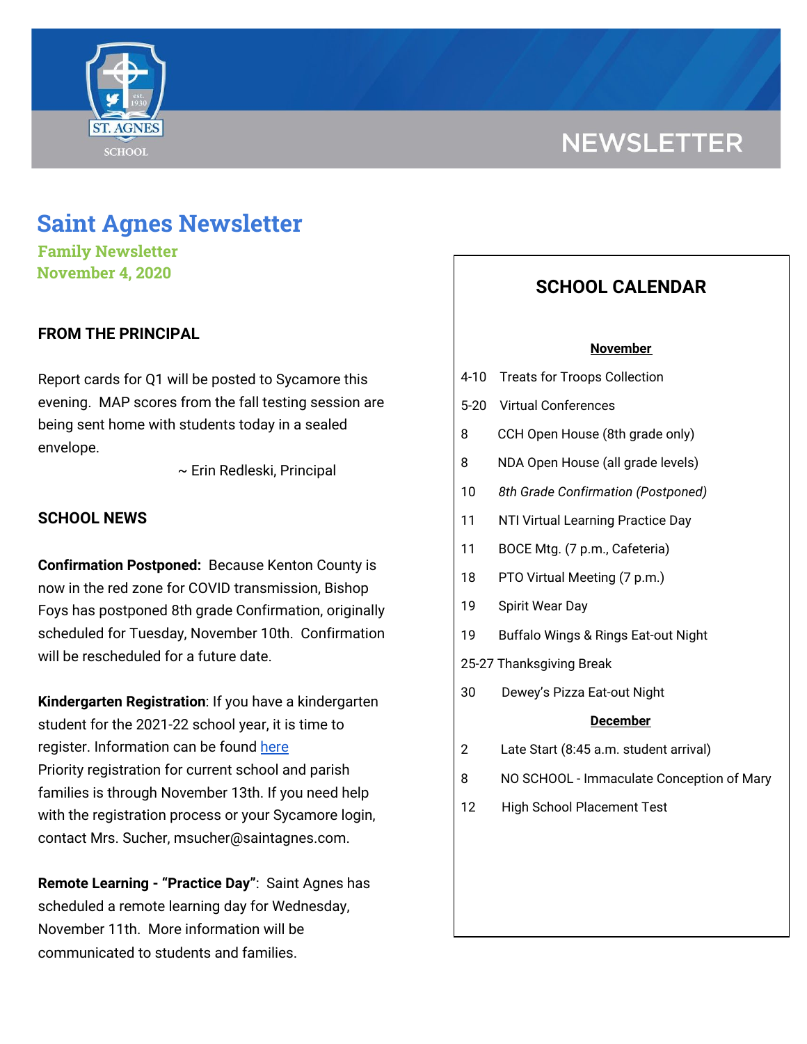NEWSLETTER

# Saint Agnes Newsletter

**Family Newsletter**
**November 4, 2020**

## FROM THE PRINCIPAL

Report cards for Q1 will be posted to Sycamore this evening. MAP scores from the fall testing session are being sent home with students today in a sealed envelope.

~ Erin Redleski, Principal

## SCHOOL NEWS

**Confirmation Postponed:** Because Kenton County is now in the red zone for COVID transmission, Bishop Foys has postponed 8th grade Confirmation, originally scheduled for Tuesday, November 10th. Confirmation will be rescheduled for a future date.

**Kindergarten Registration**: If you have a kindergarten student for the 2021-22 school year, it is time to register. Information can be found here
Priority registration for current school and parish families is through November 13th. If you need help with the registration process or your Sycamore login, contact Mrs. Sucher, msucher@saintagnes.com.

**Remote Learning - "Practice Day"**: Saint Agnes has scheduled a remote learning day for Wednesday, November 11th. More information will be communicated to students and families.

## SCHOOL CALENDAR

**November**

| Date | Event |
|---|---|
| 4-10 | Treats for Troops Collection |
| 5-20 | Virtual Conferences |
| 8 | CCH Open House (8th grade only) |
| 8 | NDA Open House (all grade levels) |
| 10 | *8th Grade Confirmation (Postponed)* |
| 11 | NTI Virtual Learning Practice Day |
| 11 | BOCE Mtg. (7 p.m., Cafeteria) |
| 18 | PTO Virtual Meeting (7 p.m.) |
| 19 | Spirit Wear Day |
| 19 | Buffalo Wings & Rings Eat-out Night |
| 25-27 | Thanksgiving Break |
| 30 | Dewey's Pizza Eat-out Night |

**December**

| Date | Event |
|---|---|
| 2 | Late Start (8:45 a.m. student arrival) |
| 8 | NO SCHOOL - Immaculate Conception of Mary |
| 12 | High School Placement Test |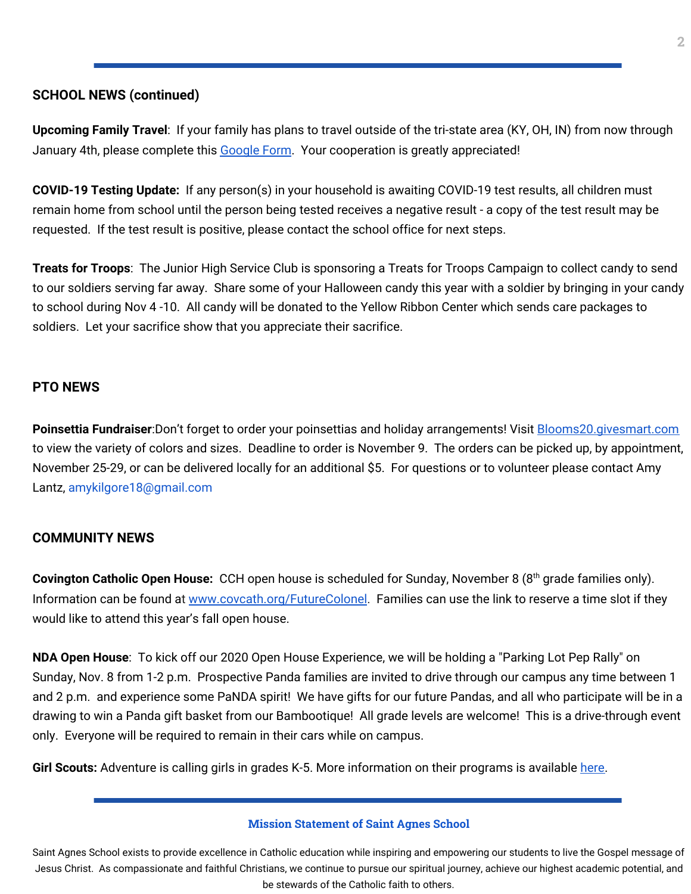## SCHOOL NEWS (continued)

**Upcoming Family Travel**: If your family has plans to travel outside of the tri-state area (KY, OH, IN) from now through January 4th, please complete this Google Form. Your cooperation is greatly appreciated!

**COVID-19 Testing Update:** If any person(s) in your household is awaiting COVID-19 test results, all children must remain home from school until the person being tested receives a negative result - a copy of the test result may be requested. If the test result is positive, please contact the school office for next steps.

**Treats for Troops**: The Junior High Service Club is sponsoring a Treats for Troops Campaign to collect candy to send to our soldiers serving far away. Share some of your Halloween candy this year with a soldier by bringing in your candy to school during Nov 4 -10. All candy will be donated to the Yellow Ribbon Center which sends care packages to soldiers. Let your sacrifice show that you appreciate their sacrifice.

## PTO NEWS

**Poinsettia Fundraiser**:Don't forget to order your poinsettias and holiday arrangements! Visit Blooms20.givesmart.com to view the variety of colors and sizes. Deadline to order is November 9. The orders can be picked up, by appointment, November 25-29, or can be delivered locally for an additional $5. For questions or to volunteer please contact Amy Lantz, amykilgore18@gmail.com

## COMMUNITY NEWS

**Covington Catholic Open House:** CCH open house is scheduled for Sunday, November 8 (8th grade families only). Information can be found at www.covcath.org/FutureColonel. Families can use the link to reserve a time slot if they would like to attend this year's fall open house.

**NDA Open House**: To kick off our 2020 Open House Experience, we will be holding a "Parking Lot Pep Rally" on Sunday, Nov. 8 from 1-2 p.m. Prospective Panda families are invited to drive through our campus any time between 1 and 2 p.m. and experience some PaNDA spirit! We have gifts for our future Pandas, and all who participate will be in a drawing to win a Panda gift basket from our Bambootique! All grade levels are welcome! This is a drive-through event only. Everyone will be required to remain in their cars while on campus.

**Girl Scouts:** Adventure is calling girls in grades K-5. More information on their programs is available here.

### Mission Statement of Saint Agnes School

Saint Agnes School exists to provide excellence in Catholic education while inspiring and empowering our students to live the Gospel message of Jesus Christ. As compassionate and faithful Christians, we continue to pursue our spiritual journey, achieve our highest academic potential, and be stewards of the Catholic faith to others.